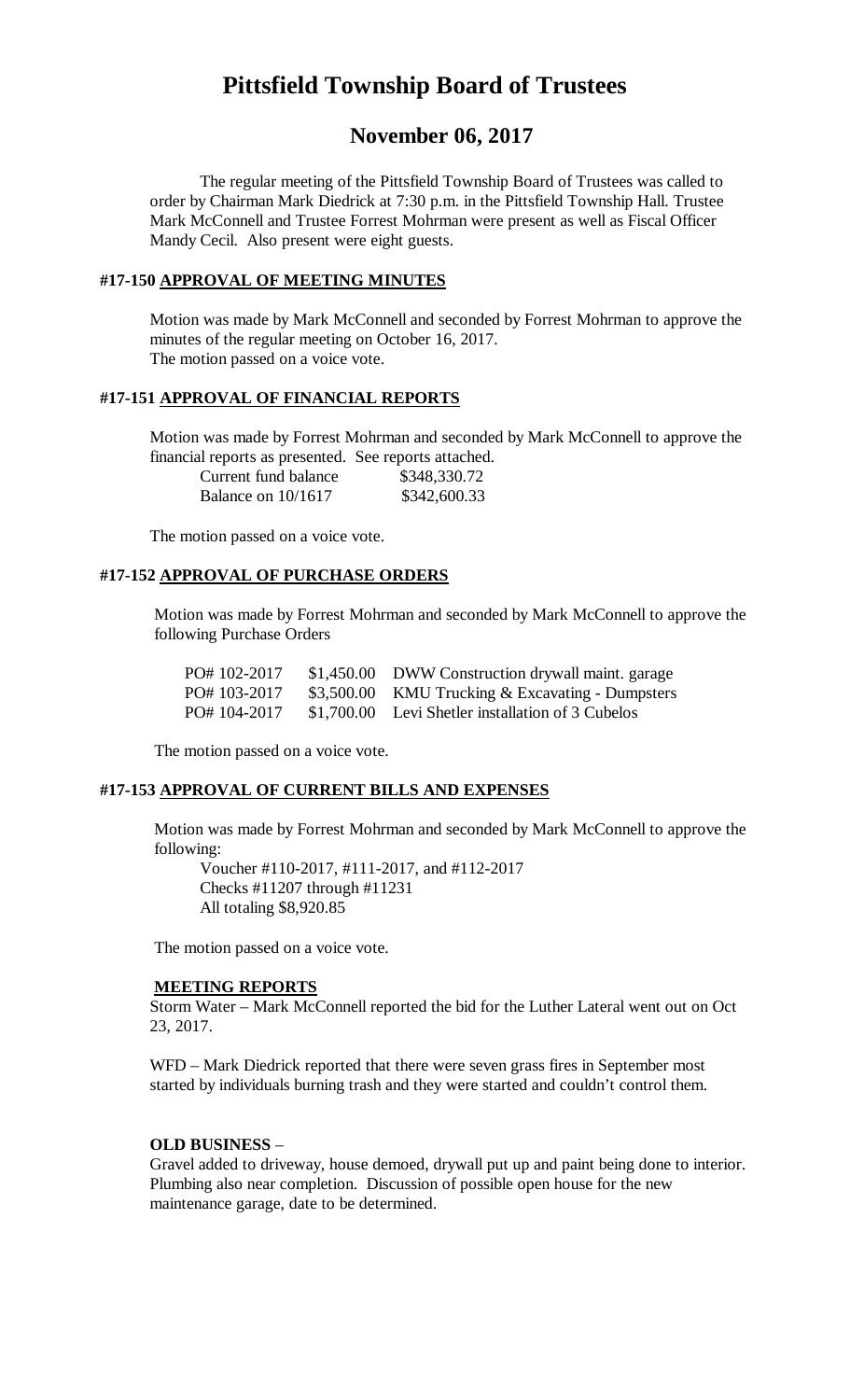# Pittsfield Township Board of Trustees

## November 06, 2017

The regular meeting of the Pittsfield Township Board of Trustees was called to order by Chairman Mark Diedrick at 7:30 p.m. in the Pittsfield Township Hall. Trustee Mark McConnell and Trustee Forrest Mohrman were present as well as Fiscal Officer Mandy Cecil. Also present were eight guests.

### #17-150 APPROVAL OF MEETING MINUTES

Motion was made by Mark McConnell and seconded by Forrest Mohrman to approve the minutes of the regular meeting on October 16, 2017.
The motion passed on a voice vote.

### #17-151 APPROVAL OF FINANCIAL REPORTS

Motion was made by Forrest Mohrman and seconded by Mark McConnell to approve the financial reports as presented. See reports attached.

| | |
|---|---|
| Current fund balance | $348,330.72 |
| Balance on 10/1617 | $342,600.33 |

The motion passed on a voice vote.

### #17-152 APPROVAL OF PURCHASE ORDERS

Motion was made by Forrest Mohrman and seconded by Mark McConnell to approve the following Purchase Orders

| | | |
|---|---|---|
| PO# 102-2017 | $1,450.00 | DWW Construction drywall maint. garage |
| PO# 103-2017 | $3,500.00 | KMU Trucking & Excavating - Dumpsters |
| PO# 104-2017 | $1,700.00 | Levi Shetler installation of 3 Cubelos |

The motion passed on a voice vote.

### #17-153 APPROVAL OF CURRENT BILLS AND EXPENSES

Motion was made by Forrest Mohrman and seconded by Mark McConnell to approve the following:

Voucher #110-2017, #111-2017, and #112-2017
Checks #11207 through #11231
All totaling $8,920.85

The motion passed on a voice vote.

### MEETING REPORTS

Storm Water – Mark McConnell reported the bid for the Luther Lateral went out on Oct 23, 2017.

WFD – Mark Diedrick reported that there were seven grass fires in September most started by individuals burning trash and they were started and couldn't control them.

### OLD BUSINESS –

Gravel added to driveway, house demoed, drywall put up and paint being done to interior. Plumbing also near completion. Discussion of possible open house for the new maintenance garage, date to be determined.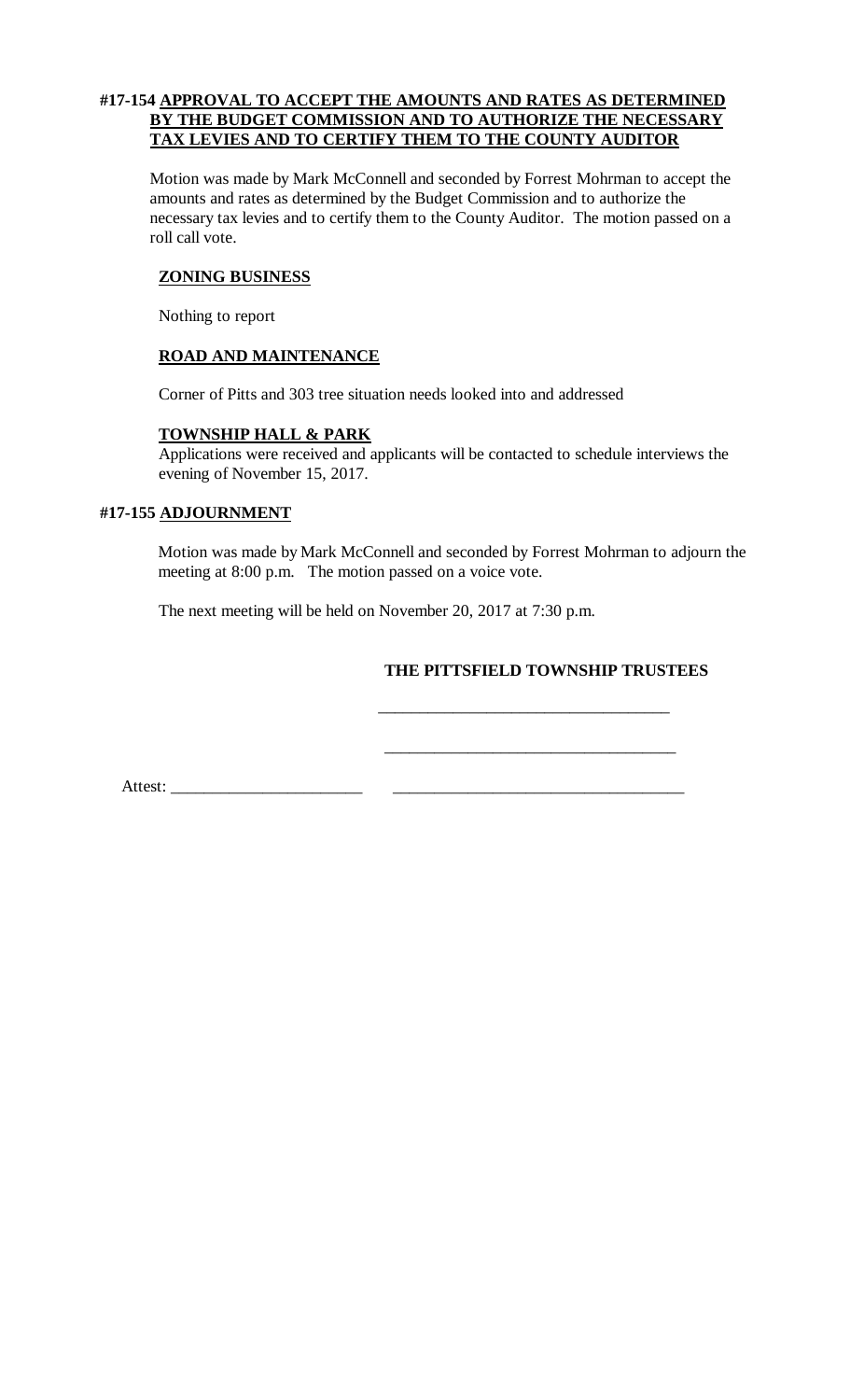**#17-154 <u>APPROVAL TO ACCEPT THE AMOUNTS AND RATES AS DETERMINED BY THE BUDGET COMMISSION AND TO AUTHORIZE THE NECESSARY TAX LEVIES AND TO CERTIFY THEM TO THE COUNTY AUDITOR</u>**

Motion was made by Mark McConnell and seconded by Forrest Mohrman to accept the amounts and rates as determined by the Budget Commission and to authorize the necessary tax levies and to certify them to the County Auditor. The motion passed on a roll call vote.

**<u>ZONING BUSINESS</u>**

Nothing to report

**<u>ROAD AND MAINTENANCE</u>**

Corner of Pitts and 303 tree situation needs looked into and addressed

**<u>TOWNSHIP HALL & PARK</u>**

Applications were received and applicants will be contacted to schedule interviews the evening of November 15, 2017.

**#17-155 <u>ADJOURNMENT</u>**

Motion was made by Mark McConnell and seconded by Forrest Mohrman to adjourn the meeting at 8:00 p.m. The motion passed on a voice vote.

The next meeting will be held on November 20, 2017 at 7:30 p.m.

**THE PITTSFIELD TOWNSHIP TRUSTEES**

___________________________________

___________________________________

Attest: _______________________ ___________________________________